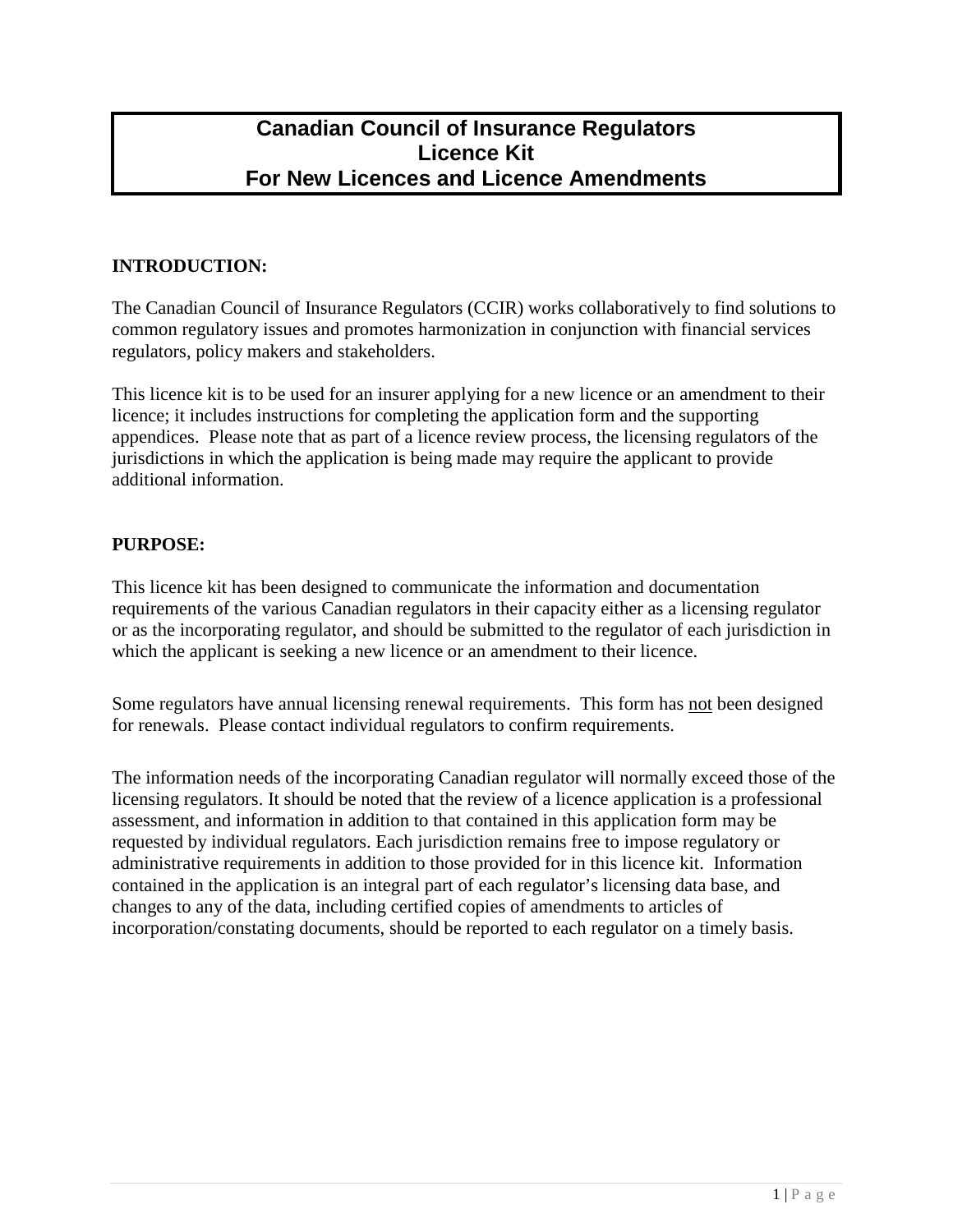# Canadian Council of Insurance Regulators
# Licence Kit
# For New Licences and Licence Amendments

## INTRODUCTION:

The Canadian Council of Insurance Regulators (CCIR) works collaboratively to find solutions to common regulatory issues and promotes harmonization in conjunction with financial services regulators, policy makers and stakeholders.

This licence kit is to be used for an insurer applying for a new licence or an amendment to their licence; it includes instructions for completing the application form and the supporting appendices. Please note that as part of a licence review process, the licensing regulators of the jurisdictions in which the application is being made may require the applicant to provide additional information.

## PURPOSE:

This licence kit has been designed to communicate the information and documentation requirements of the various Canadian regulators in their capacity either as a licensing regulator or as the incorporating regulator, and should be submitted to the regulator of each jurisdiction in which the applicant is seeking a new licence or an amendment to their licence.

Some regulators have annual licensing renewal requirements. This form has <u>not</u> been designed for renewals. Please contact individual regulators to confirm requirements.

The information needs of the incorporating Canadian regulator will normally exceed those of the licensing regulators. It should be noted that the review of a licence application is a professional assessment, and information in addition to that contained in this application form may be requested by individual regulators. Each jurisdiction remains free to impose regulatory or administrative requirements in addition to those provided for in this licence kit. Information contained in the application is an integral part of each regulator's licensing data base, and changes to any of the data, including certified copies of amendments to articles of incorporation/constating documents, should be reported to each regulator on a timely basis.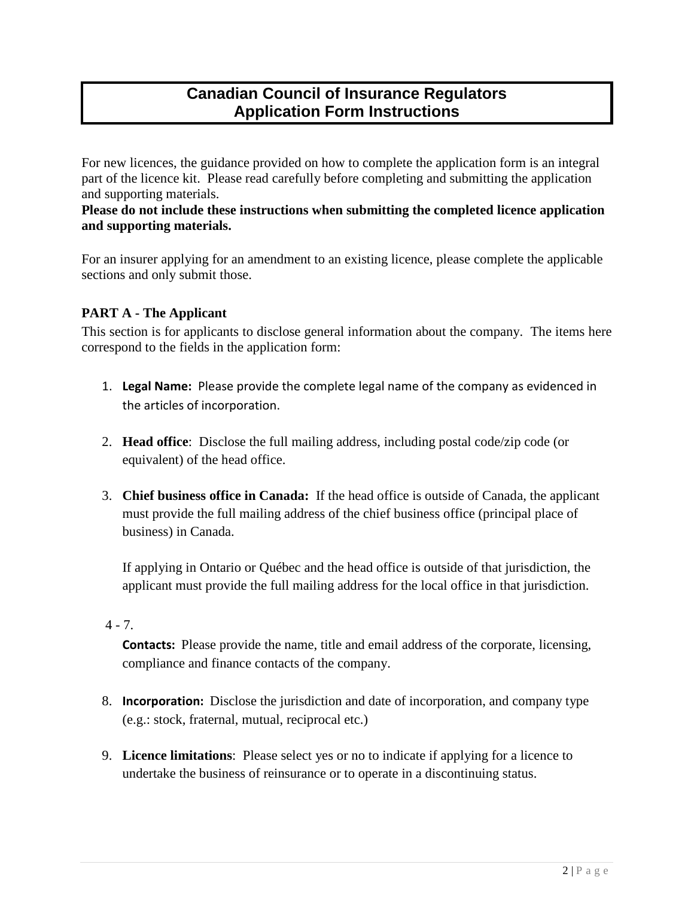# Canadian Council of Insurance Regulators
# Application Form Instructions

For new licences, the guidance provided on how to complete the application form is an integral part of the licence kit. Please read carefully before completing and submitting the application and supporting materials.
**Please do not include these instructions when submitting the completed licence application and supporting materials.**

For an insurer applying for an amendment to an existing licence, please complete the applicable sections and only submit those.

### PART A - The Applicant

This section is for applicants to disclose general information about the company. The items here correspond to the fields in the application form:

1. **Legal Name:** Please provide the complete legal name of the company as evidenced in the articles of incorporation.

2. **Head office**: Disclose the full mailing address, including postal code/zip code (or equivalent) of the head office.

3. **Chief business office in Canada:** If the head office is outside of Canada, the applicant must provide the full mailing address of the chief business office (principal place of business) in Canada.

   If applying in Ontario or Québec and the head office is outside of that jurisdiction, the applicant must provide the full mailing address for the local office in that jurisdiction.

4 - 7.

   **Contacts:** Please provide the name, title and email address of the corporate, licensing, compliance and finance contacts of the company.

8. **Incorporation:** Disclose the jurisdiction and date of incorporation, and company type (e.g.: stock, fraternal, mutual, reciprocal etc.)

9. **Licence limitations**: Please select yes or no to indicate if applying for a licence to undertake the business of reinsurance or to operate in a discontinuing status.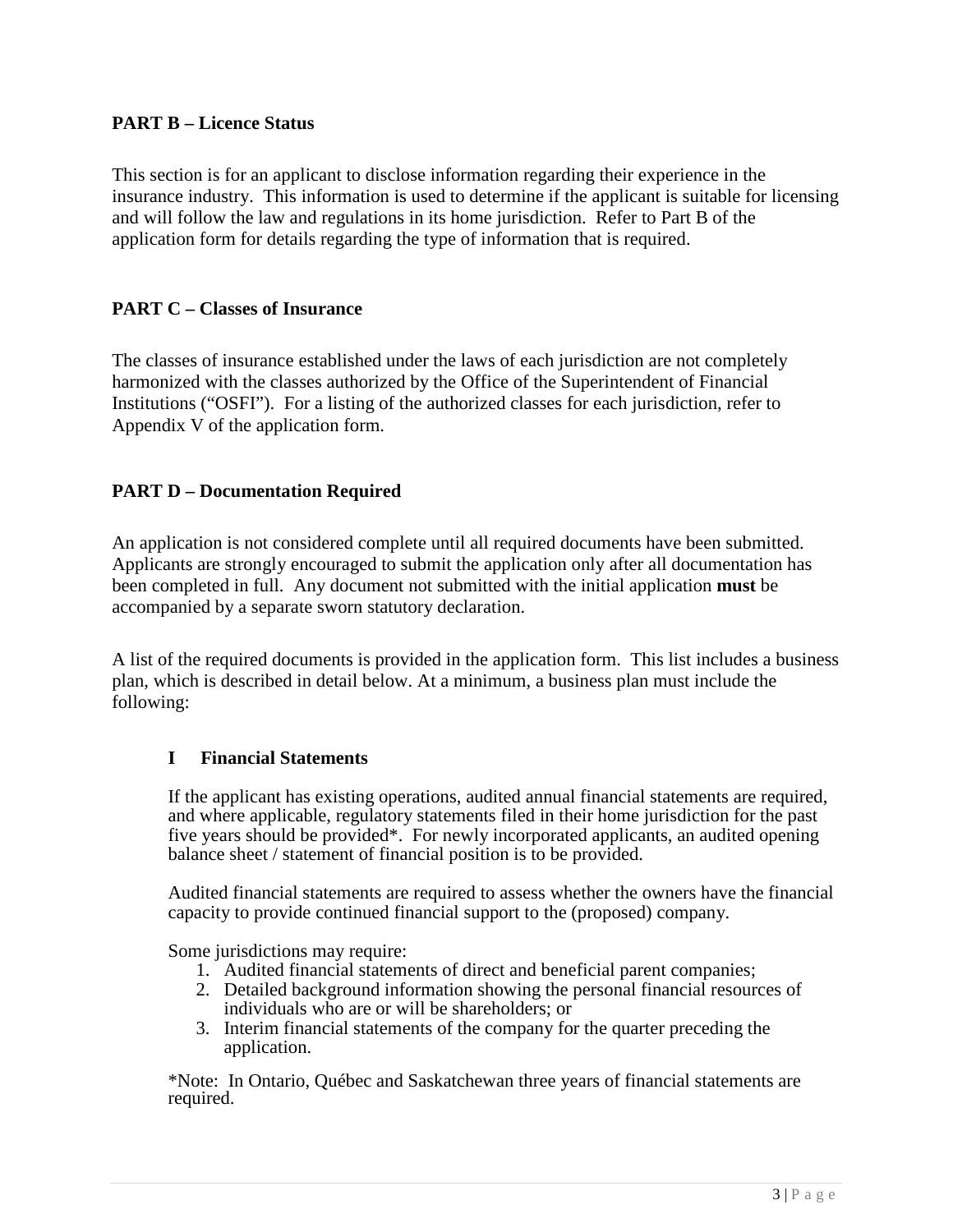## PART B – Licence Status

This section is for an applicant to disclose information regarding their experience in the insurance industry. This information is used to determine if the applicant is suitable for licensing and will follow the law and regulations in its home jurisdiction. Refer to Part B of the application form for details regarding the type of information that is required.

## PART C – Classes of Insurance

The classes of insurance established under the laws of each jurisdiction are not completely harmonized with the classes authorized by the Office of the Superintendent of Financial Institutions ("OSFI"). For a listing of the authorized classes for each jurisdiction, refer to Appendix V of the application form.

## PART D – Documentation Required

An application is not considered complete until all required documents have been submitted. Applicants are strongly encouraged to submit the application only after all documentation has been completed in full. Any document not submitted with the initial application **must** be accompanied by a separate sworn statutory declaration.

A list of the required documents is provided in the application form. This list includes a business plan, which is described in detail below. At a minimum, a business plan must include the following:

### I Financial Statements

If the applicant has existing operations, audited annual financial statements are required, and where applicable, regulatory statements filed in their home jurisdiction for the past five years should be provided*. For newly incorporated applicants, an audited opening balance sheet / statement of financial position is to be provided.

Audited financial statements are required to assess whether the owners have the financial capacity to provide continued financial support to the (proposed) company.

Some jurisdictions may require:

1. Audited financial statements of direct and beneficial parent companies;
2. Detailed background information showing the personal financial resources of individuals who are or will be shareholders; or
3. Interim financial statements of the company for the quarter preceding the application.

*Note: In Ontario, Québec and Saskatchewan three years of financial statements are required.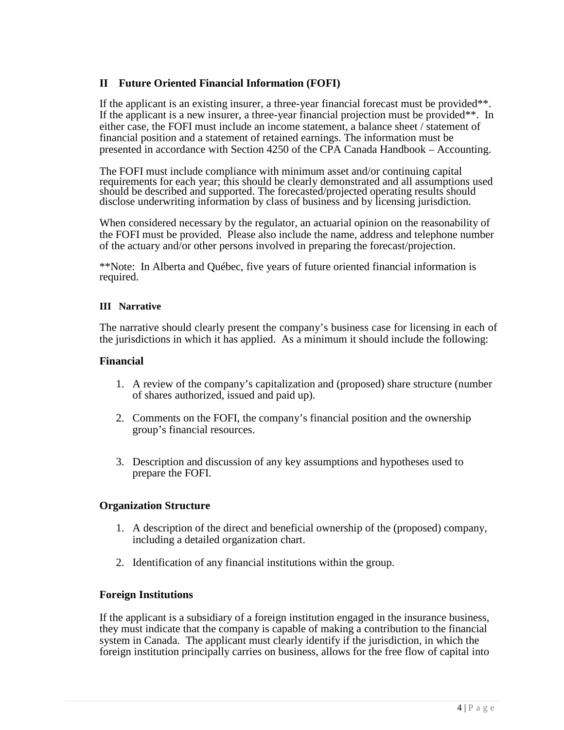## II Future Oriented Financial Information (FOFI)

If the applicant is an existing insurer, a three-year financial forecast must be provided**. If the applicant is a new insurer, a three-year financial projection must be provided**. In either case, the FOFI must include an income statement, a balance sheet / statement of financial position and a statement of retained earnings. The information must be presented in accordance with Section 4250 of the CPA Canada Handbook – Accounting.

The FOFI must include compliance with minimum asset and/or continuing capital requirements for each year; this should be clearly demonstrated and all assumptions used should be described and supported. The forecasted/projected operating results should disclose underwriting information by class of business and by licensing jurisdiction.

When considered necessary by the regulator, an actuarial opinion on the reasonability of the FOFI must be provided. Please also include the name, address and telephone number of the actuary and/or other persons involved in preparing the forecast/projection.

**Note: In Alberta and Québec, five years of future oriented financial information is required.

## III Narrative

The narrative should clearly present the company's business case for licensing in each of the jurisdictions in which it has applied. As a minimum it should include the following:

### Financial

1. A review of the company's capitalization and (proposed) share structure (number of shares authorized, issued and paid up).
2. Comments on the FOFI, the company's financial position and the ownership group's financial resources.
3. Description and discussion of any key assumptions and hypotheses used to prepare the FOFI.

### Organization Structure

1. A description of the direct and beneficial ownership of the (proposed) company, including a detailed organization chart.
2. Identification of any financial institutions within the group.

### Foreign Institutions

If the applicant is a subsidiary of a foreign institution engaged in the insurance business, they must indicate that the company is capable of making a contribution to the financial system in Canada. The applicant must clearly identify if the jurisdiction, in which the foreign institution principally carries on business, allows for the free flow of capital into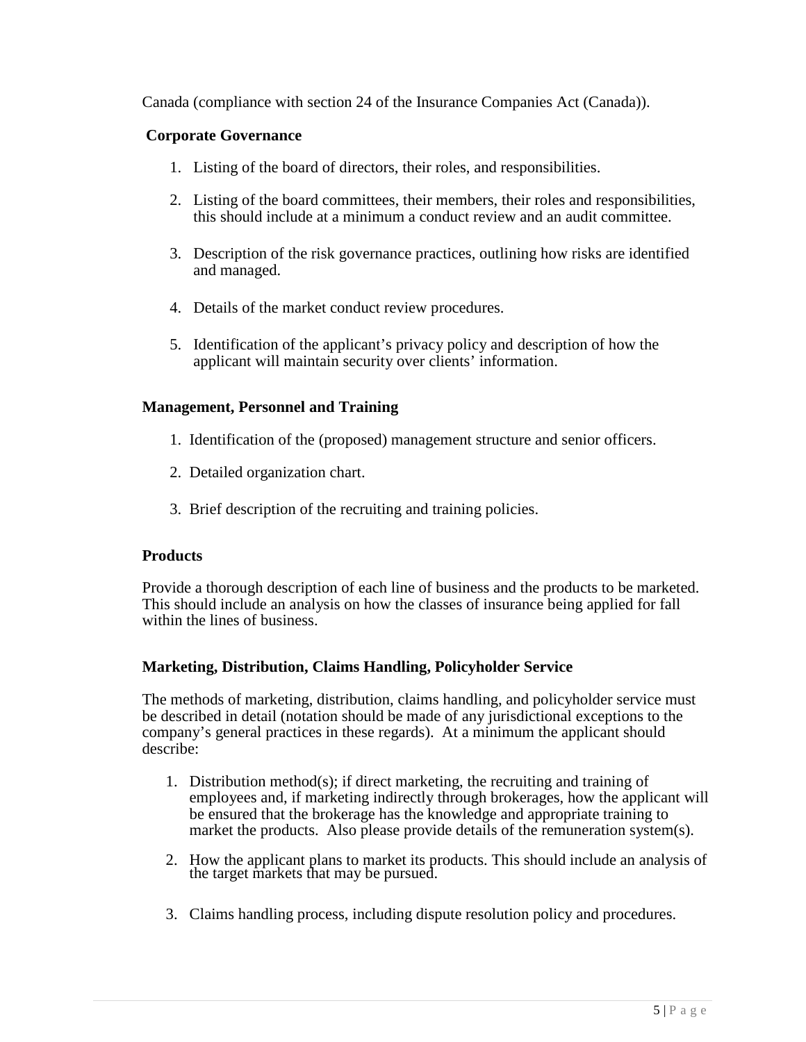Canada (compliance with section 24 of the Insurance Companies Act (Canada)).

**Corporate Governance**

1. Listing of the board of directors, their roles, and responsibilities.

2. Listing of the board committees, their members, their roles and responsibilities, this should include at a minimum a conduct review and an audit committee.

3. Description of the risk governance practices, outlining how risks are identified and managed.

4. Details of the market conduct review procedures.

5. Identification of the applicant's privacy policy and description of how the applicant will maintain security over clients' information.

**Management, Personnel and Training**

1. Identification of the (proposed) management structure and senior officers.

2. Detailed organization chart.

3. Brief description of the recruiting and training policies.

**Products**

Provide a thorough description of each line of business and the products to be marketed. This should include an analysis on how the classes of insurance being applied for fall within the lines of business.

**Marketing, Distribution, Claims Handling, Policyholder Service**

The methods of marketing, distribution, claims handling, and policyholder service must be described in detail (notation should be made of any jurisdictional exceptions to the company's general practices in these regards). At a minimum the applicant should describe:

1. Distribution method(s); if direct marketing, the recruiting and training of employees and, if marketing indirectly through brokerages, how the applicant will be ensured that the brokerage has the knowledge and appropriate training to market the products. Also please provide details of the remuneration system(s).

2. How the applicant plans to market its products. This should include an analysis of the target markets that may be pursued.

3. Claims handling process, including dispute resolution policy and procedures.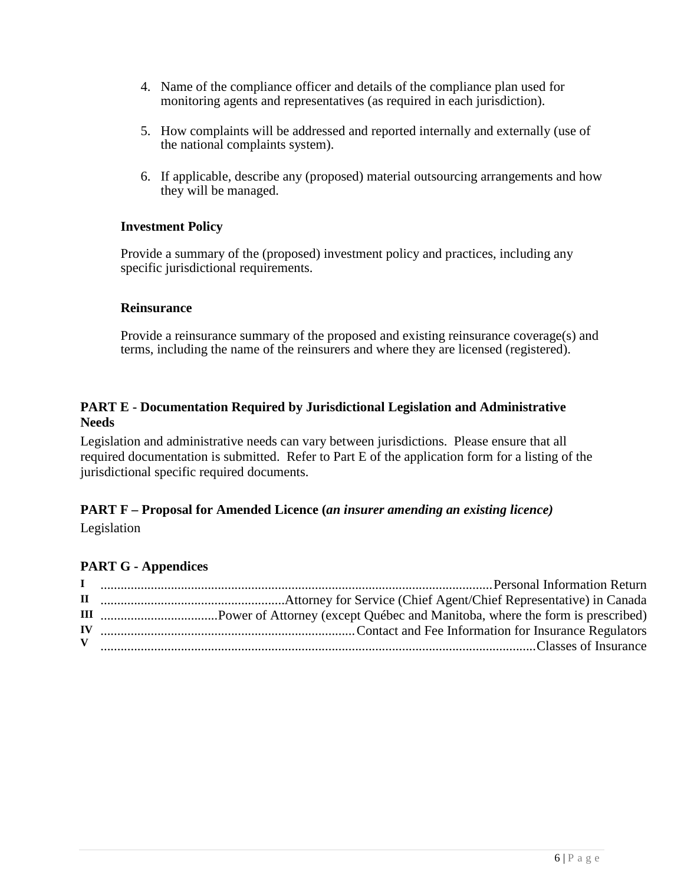4. Name of the compliance officer and details of the compliance plan used for monitoring agents and representatives (as required in each jurisdiction).

5. How complaints will be addressed and reported internally and externally (use of the national complaints system).

6. If applicable, describe any (proposed) material outsourcing arrangements and how they will be managed.

**Investment Policy**

Provide a summary of the (proposed) investment policy and practices, including any specific jurisdictional requirements.

**Reinsurance**

Provide a reinsurance summary of the proposed and existing reinsurance coverage(s) and terms, including the name of the reinsurers and where they are licensed (registered).

## PART E - Documentation Required by Jurisdictional Legislation and Administrative Needs

Legislation and administrative needs can vary between jurisdictions. Please ensure that all required documentation is submitted. Refer to Part E of the application form for a listing of the jurisdictional specific required documents.

## PART F – Proposal for Amended Licence (*an insurer amending an existing licence*)

Legislation

## PART G - Appendices

**I** ........................................................................................................ Personal Information Return
**II** ........................................................ Attorney for Service (Chief Agent/Chief Representative) in Canada
**III** .................................. Power of Attorney (except Québec and Manitoba, where the form is prescribed)
**IV** ............................................................................ Contact and Fee Information for Insurance Regulators
**V** ................................................................................................................................ Classes of Insurance